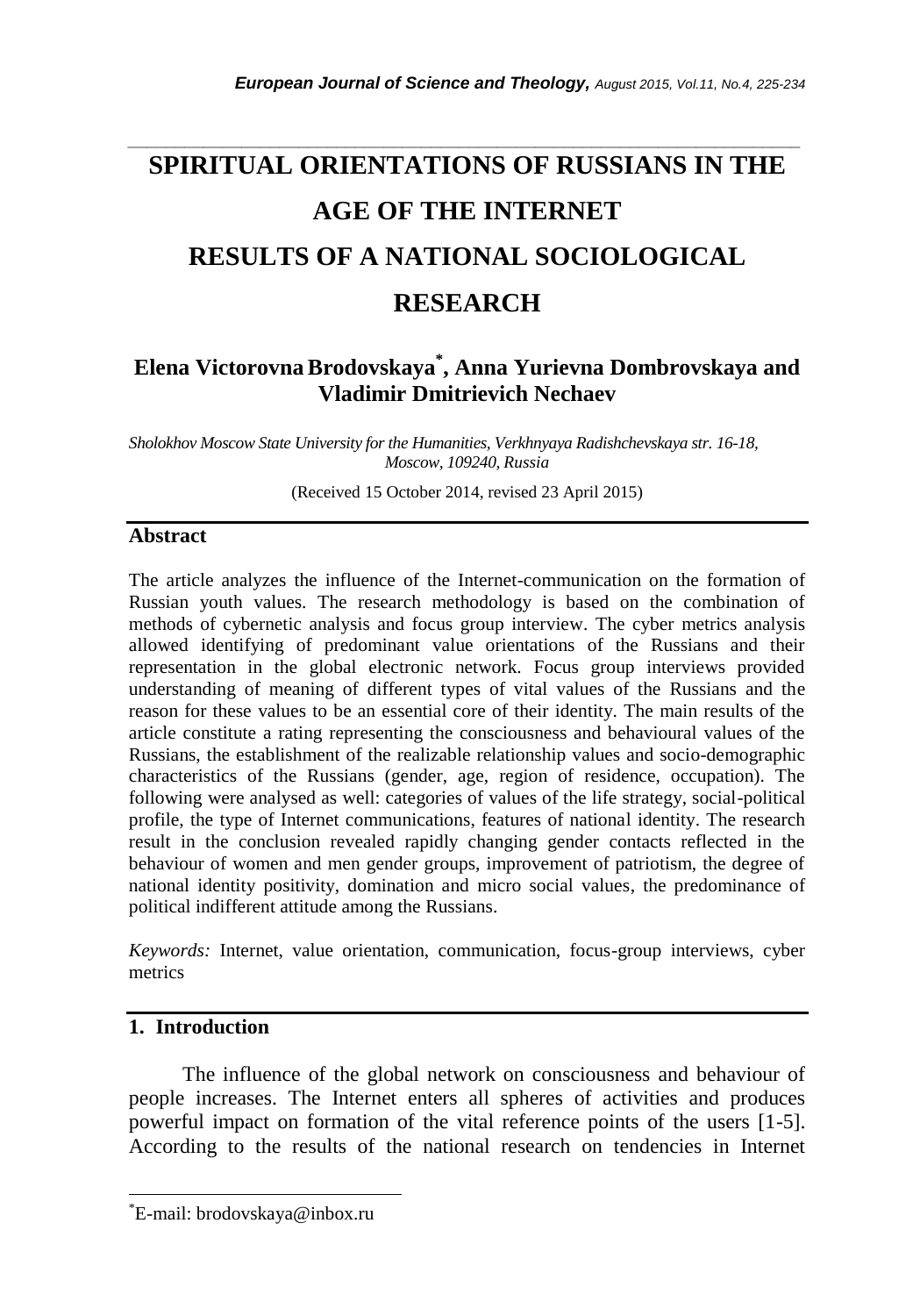# SPIRITUAL ORIENTATIONS OF RUSSIANS IN THE AGE OF THE INTERNET RESULTS OF A NATIONAL SOCIOLOGICAL RESEARCH

**Elena Victorovna Brodovskaya[*], Anna Yurievna Dombrovskaya and Vladimir Dmitrievich Nechaev**

*Sholokhov Moscow State University for the Humanities, Verkhnyaya Radishchevskaya str. 16-18, Moscow, 109240, Russia*

(Received 15 October 2014, revised 23 April 2015)

## Abstract

The article analyzes the influence of the Internet-communication on the formation of Russian youth values. The research methodology is based on the combination of methods of cybernetic analysis and focus group interview. The cyber metrics analysis allowed identifying of predominant value orientations of the Russians and their representation in the global electronic network. Focus group interviews provided understanding of meaning of different types of vital values of the Russians and the reason for these values to be an essential core of their identity. The main results of the article constitute a rating representing the consciousness and behavioural values of the Russians, the establishment of the realizable relationship values and socio-demographic characteristics of the Russians (gender, age, region of residence, occupation). The following were analysed as well: categories of values of the life strategy, social-political profile, the type of Internet communications, features of national identity. The research result in the conclusion revealed rapidly changing gender contacts reflected in the behaviour of women and men gender groups, improvement of patriotism, the degree of national identity positivity, domination and micro social values, the predominance of political indifferent attitude among the Russians.

*Keywords:* Internet, value orientation, communication, focus-group interviews, cyber metrics

## 1. Introduction

The influence of the global network on consciousness and behaviour of people increases. The Internet enters all spheres of activities and produces powerful impact on formation of the vital reference points of the users [1-5]. According to the results of the national research on tendencies in Internet

---

[*] E-mail: brodovskaya@inbox.ru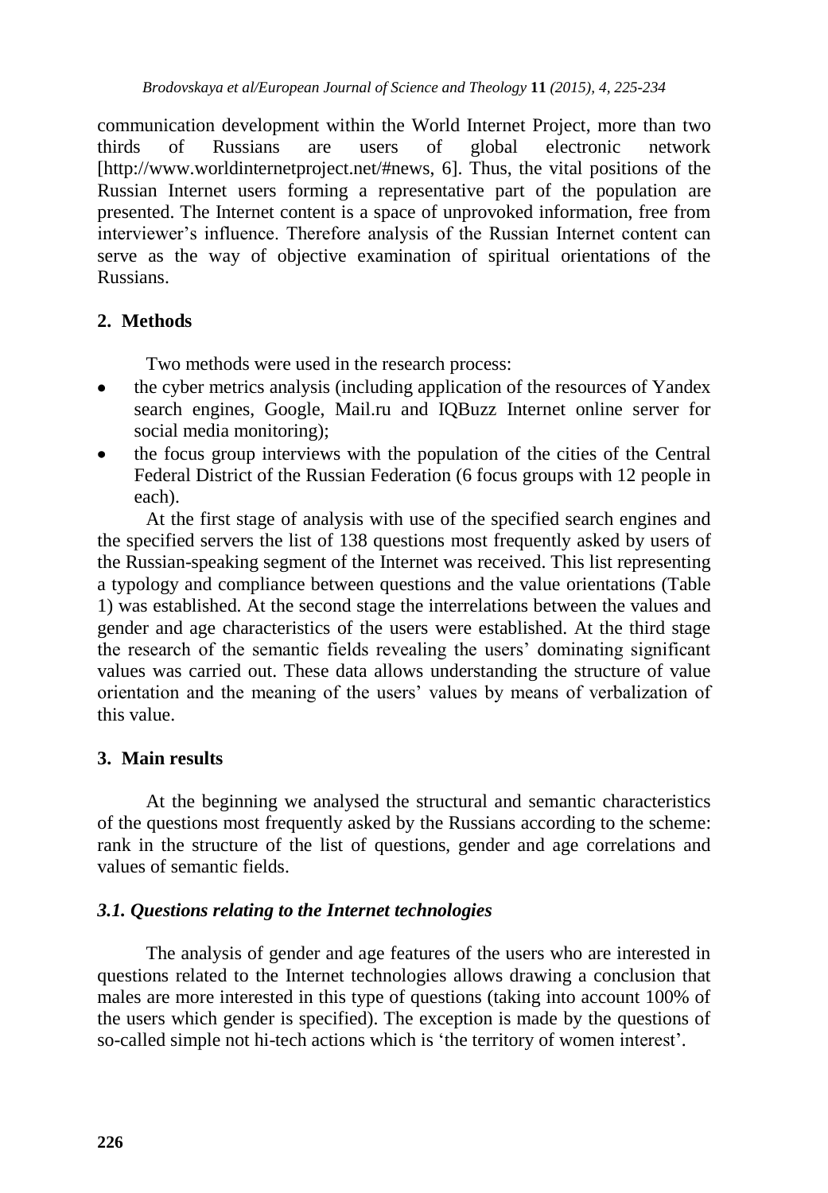communication development within the World Internet Project, more than two thirds of Russians are users of global electronic network [http://www.worldinternetproject.net/#news, 6]. Thus, the vital positions of the Russian Internet users forming a representative part of the population are presented. The Internet content is a space of unprovoked information, free from interviewer's influence. Therefore analysis of the Russian Internet content can serve as the way of objective examination of spiritual orientations of the Russians.

## 2. Methods

Two methods were used in the research process:

- the cyber metrics analysis (including application of the resources of Yandex search engines, Google, Mail.ru and IQBuzz Internet online server for social media monitoring);
- the focus group interviews with the population of the cities of the Central Federal District of the Russian Federation (6 focus groups with 12 people in each).

At the first stage of analysis with use of the specified search engines and the specified servers the list of 138 questions most frequently asked by users of the Russian-speaking segment of the Internet was received. This list representing a typology and compliance between questions and the value orientations (Table 1) was established. At the second stage the interrelations between the values and gender and age characteristics of the users were established. At the third stage the research of the semantic fields revealing the users' dominating significant values was carried out. These data allows understanding the structure of value orientation and the meaning of the users' values by means of verbalization of this value.

## 3. Main results

At the beginning we analysed the structural and semantic characteristics of the questions most frequently asked by the Russians according to the scheme: rank in the structure of the list of questions, gender and age correlations and values of semantic fields.

### *3.1. Questions relating to the Internet technologies*

The analysis of gender and age features of the users who are interested in questions related to the Internet technologies allows drawing a conclusion that males are more interested in this type of questions (taking into account 100% of the users which gender is specified). The exception is made by the questions of so-called simple not hi-tech actions which is 'the territory of women interest'.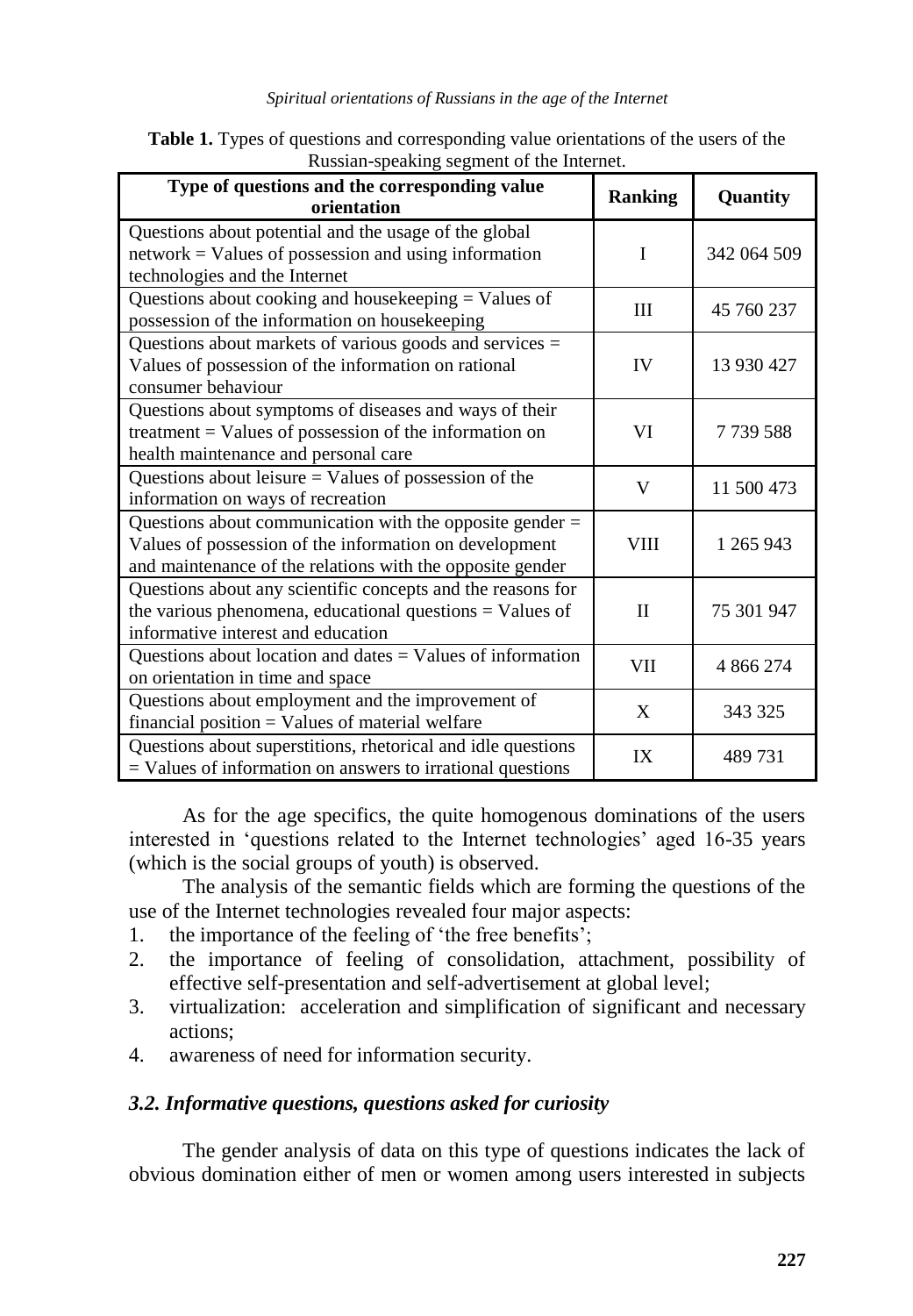**Table 1.** Types of questions and corresponding value orientations of the users of the Russian-speaking segment of the Internet.

| Type of questions and the corresponding value orientation | Ranking | Quantity |
|---|---|---|
| Questions about potential and the usage of the global network = Values of possession and using information technologies and the Internet | I | 342 064 509 |
| Questions about cooking and housekeeping = Values of possession of the information on housekeeping | III | 45 760 237 |
| Questions about markets of various goods and services = Values of possession of the information on rational consumer behaviour | IV | 13 930 427 |
| Questions about symptoms of diseases and ways of their treatment = Values of possession of the information on health maintenance and personal care | VI | 7 739 588 |
| Questions about leisure = Values of possession of the information on ways of recreation | V | 11 500 473 |
| Questions about communication with the opposite gender = Values of possession of the information on development and maintenance of the relations with the opposite gender | VIII | 1 265 943 |
| Questions about any scientific concepts and the reasons for the various phenomena, educational questions = Values of informative interest and education | II | 75 301 947 |
| Questions about location and dates = Values of information on orientation in time and space | VII | 4 866 274 |
| Questions about employment and the improvement of financial position = Values of material welfare | X | 343 325 |
| Questions about superstitions, rhetorical and idle questions = Values of information on answers to irrational questions | IX | 489 731 |

As for the age specifics, the quite homogenous dominations of the users interested in 'questions related to the Internet technologies' aged 16-35 years (which is the social groups of youth) is observed.

The analysis of the semantic fields which are forming the questions of the use of the Internet technologies revealed four major aspects:

1. the importance of the feeling of 'the free benefits';
2. the importance of feeling of consolidation, attachment, possibility of effective self-presentation and self-advertisement at global level;
3. virtualization: acceleration and simplification of significant and necessary actions;
4. awareness of need for information security.

### *3.2. Informative questions, questions asked for curiosity*

The gender analysis of data on this type of questions indicates the lack of obvious domination either of men or women among users interested in subjects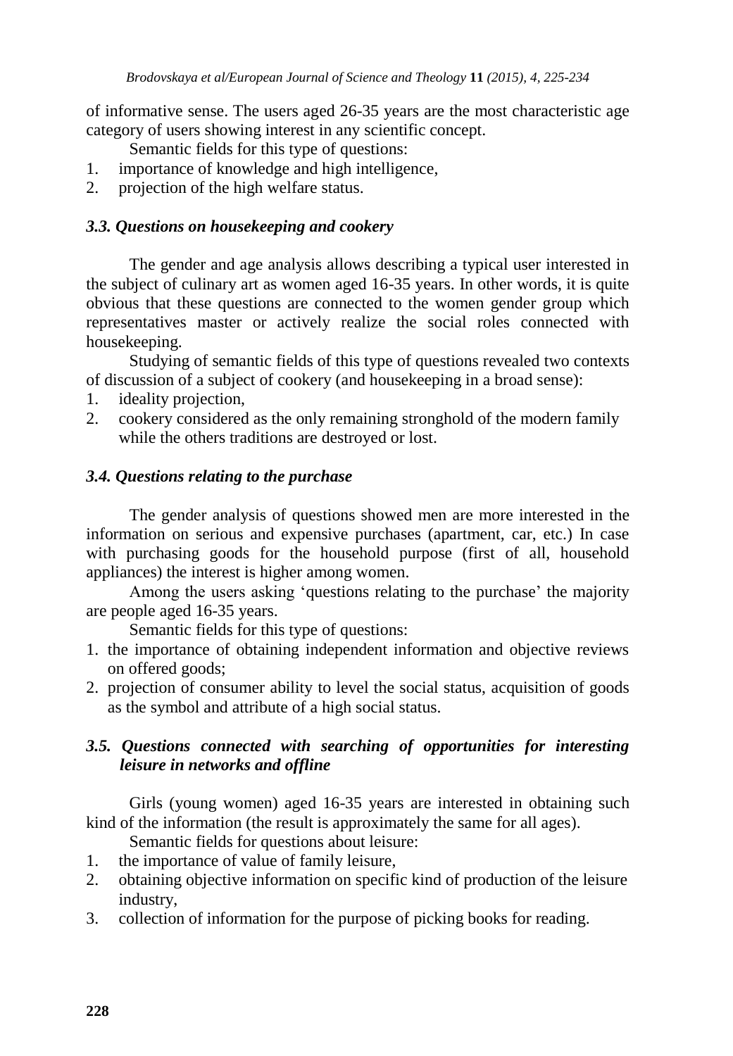of informative sense. The users aged 26-35 years are the most characteristic age category of users showing interest in any scientific concept.

Semantic fields for this type of questions:

1. importance of knowledge and high intelligence,
2. projection of the high welfare status.

### *3.3. Questions on housekeeping and cookery*

The gender and age analysis allows describing a typical user interested in the subject of culinary art as women aged 16-35 years. In other words, it is quite obvious that these questions are connected to the women gender group which representatives master or actively realize the social roles connected with housekeeping.

Studying of semantic fields of this type of questions revealed two contexts of discussion of a subject of cookery (and housekeeping in a broad sense):

1. ideality projection,
2. cookery considered as the only remaining stronghold of the modern family while the others traditions are destroyed or lost.

### *3.4. Questions relating to the purchase*

The gender analysis of questions showed men are more interested in the information on serious and expensive purchases (apartment, car, etc.) In case with purchasing goods for the household purpose (first of all, household appliances) the interest is higher among women.

Among the users asking 'questions relating to the purchase' the majority are people aged 16-35 years.

Semantic fields for this type of questions:

1. the importance of obtaining independent information and objective reviews on offered goods;
2. projection of consumer ability to level the social status, acquisition of goods as the symbol and attribute of a high social status.

### *3.5. Questions connected with searching of opportunities for interesting leisure in networks and offline*

Girls (young women) aged 16-35 years are interested in obtaining such kind of the information (the result is approximately the same for all ages).

Semantic fields for questions about leisure:

1. the importance of value of family leisure,
2. obtaining objective information on specific kind of production of the leisure industry,
3. collection of information for the purpose of picking books for reading.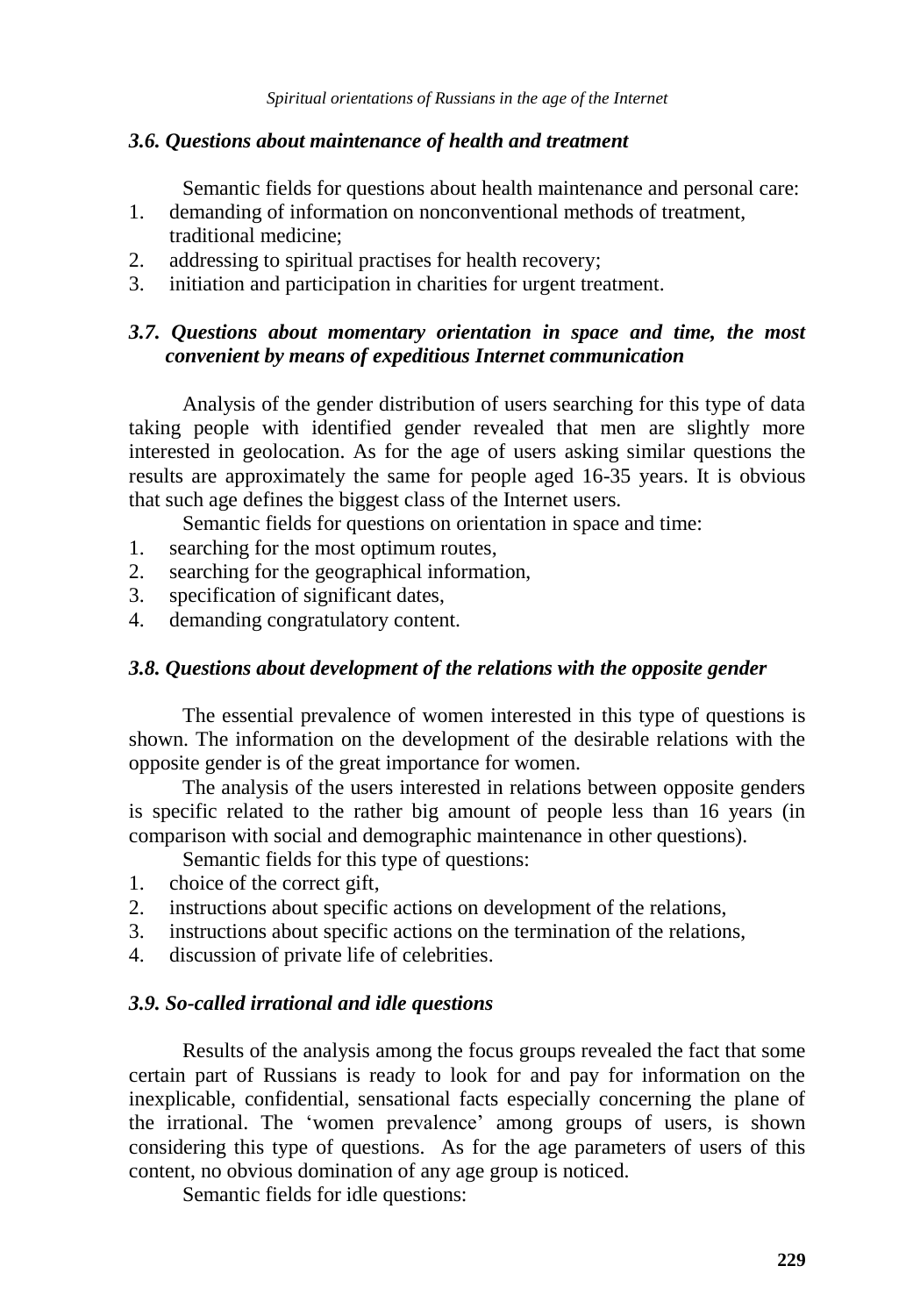### *3.6. Questions about maintenance of health and treatment*

Semantic fields for questions about health maintenance and personal care:

1. demanding of information on nonconventional methods of treatment, traditional medicine;
2. addressing to spiritual practises for health recovery;
3. initiation and participation in charities for urgent treatment.

### *3.7. Questions about momentary orientation in space and time, the most convenient by means of expeditious Internet communication*

Analysis of the gender distribution of users searching for this type of data taking people with identified gender revealed that men are slightly more interested in geolocation. As for the age of users asking similar questions the results are approximately the same for people aged 16-35 years. It is obvious that such age defines the biggest class of the Internet users.

Semantic fields for questions on orientation in space and time:

1. searching for the most optimum routes,
2. searching for the geographical information,
3. specification of significant dates,
4. demanding congratulatory content.

### *3.8. Questions about development of the relations with the opposite gender*

The essential prevalence of women interested in this type of questions is shown. The information on the development of the desirable relations with the opposite gender is of the great importance for women.

The analysis of the users interested in relations between opposite genders is specific related to the rather big amount of people less than 16 years (in comparison with social and demographic maintenance in other questions).

Semantic fields for this type of questions:

1. choice of the correct gift,
2. instructions about specific actions on development of the relations,
3. instructions about specific actions on the termination of the relations,
4. discussion of private life of celebrities.

### *3.9. So-called irrational and idle questions*

Results of the analysis among the focus groups revealed the fact that some certain part of Russians is ready to look for and pay for information on the inexplicable, confidential, sensational facts especially concerning the plane of the irrational. The 'women prevalence' among groups of users, is shown considering this type of questions. As for the age parameters of users of this content, no obvious domination of any age group is noticed.

Semantic fields for idle questions: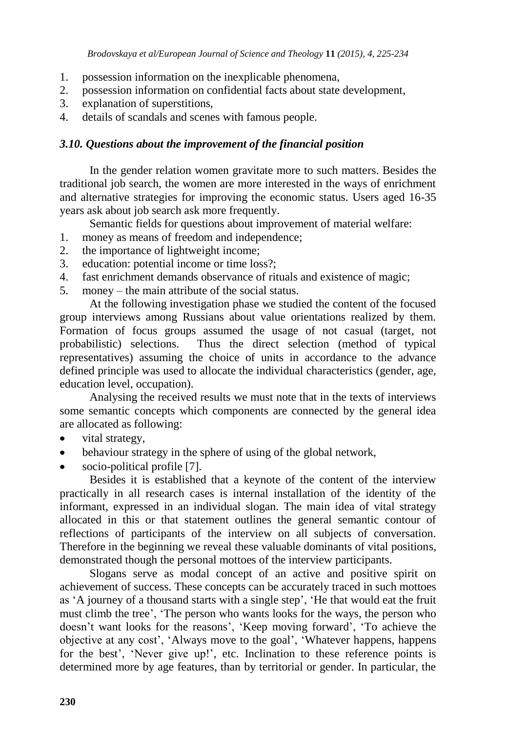1. possession information on the inexplicable phenomena,
2. possession information on confidential facts about state development,
3. explanation of superstitions,
4. details of scandals and scenes with famous people.

### *3.10. Questions about the improvement of the financial position*

In the gender relation women gravitate more to such matters. Besides the traditional job search, the women are more interested in the ways of enrichment and alternative strategies for improving the economic status. Users aged 16-35 years ask about job search ask more frequently.

Semantic fields for questions about improvement of material welfare:

1. money as means of freedom and independence;
2. the importance of lightweight income;
3. education: potential income or time loss?;
4. fast enrichment demands observance of rituals and existence of magic;
5. money – the main attribute of the social status.

At the following investigation phase we studied the content of the focused group interviews among Russians about value orientations realized by them. Formation of focus groups assumed the usage of not casual (target, not probabilistic) selections. Thus the direct selection (method of typical representatives) assuming the choice of units in accordance to the advance defined principle was used to allocate the individual characteristics (gender, age, education level, occupation).

Analysing the received results we must note that in the texts of interviews some semantic concepts which components are connected by the general idea are allocated as following:

- vital strategy,
- behaviour strategy in the sphere of using of the global network,
- socio-political profile [7].

Besides it is established that a keynote of the content of the interview practically in all research cases is internal installation of the identity of the informant, expressed in an individual slogan. The main idea of vital strategy allocated in this or that statement outlines the general semantic contour of reflections of participants of the interview on all subjects of conversation. Therefore in the beginning we reveal these valuable dominants of vital positions, demonstrated though the personal mottoes of the interview participants.

Slogans serve as modal concept of an active and positive spirit on achievement of success. These concepts can be accurately traced in such mottoes as 'A journey of a thousand starts with a single step', 'He that would eat the fruit must climb the tree', 'The person who wants looks for the ways, the person who doesn't want looks for the reasons', 'Keep moving forward', 'To achieve the objective at any cost', 'Always move to the goal', 'Whatever happens, happens for the best', 'Never give up!', etc. Inclination to these reference points is determined more by age features, than by territorial or gender. In particular, the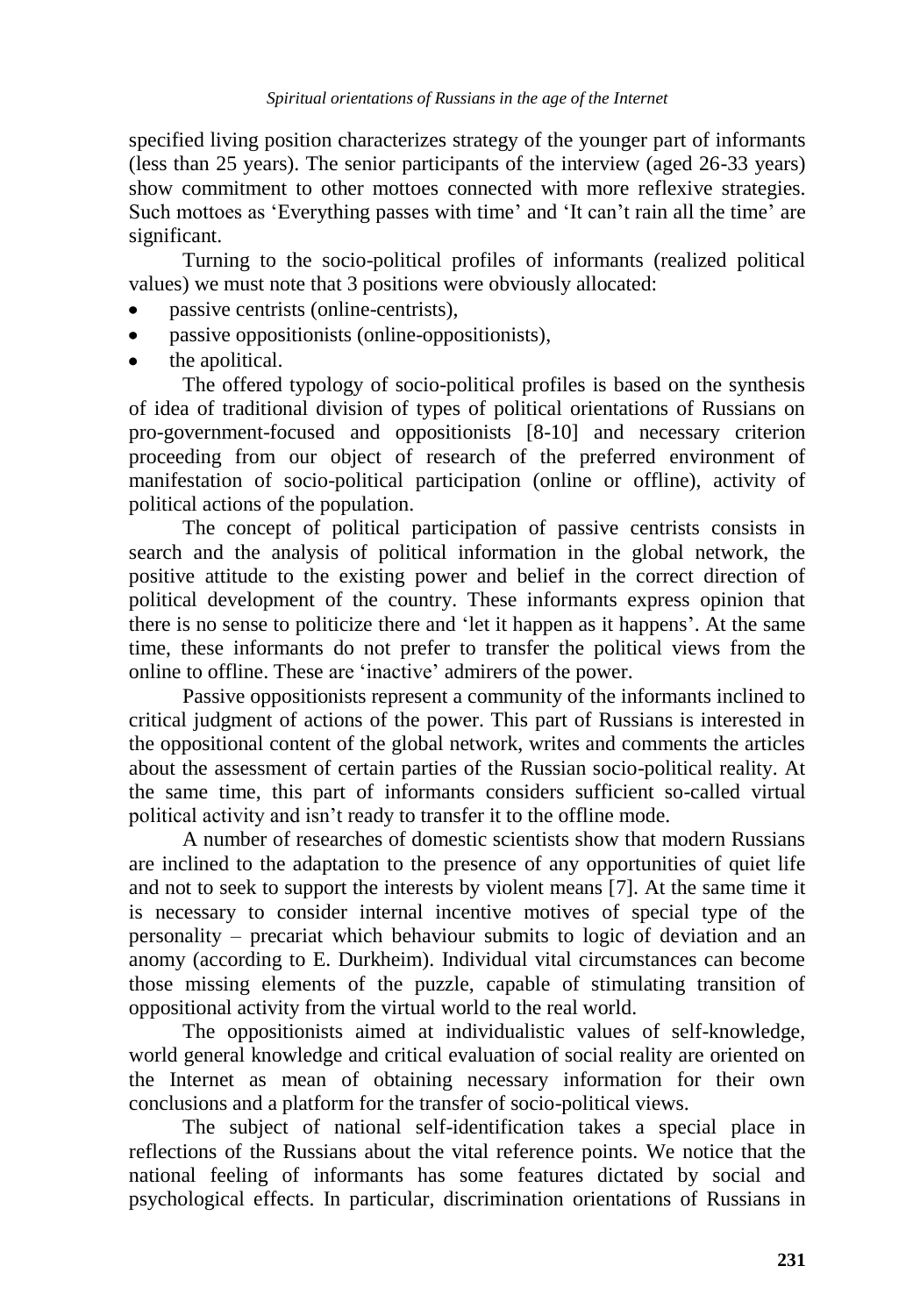specified living position characterizes strategy of the younger part of informants (less than 25 years). The senior participants of the interview (aged 26-33 years) show commitment to other mottoes connected with more reflexive strategies. Such mottoes as 'Everything passes with time' and 'It can't rain all the time' are significant.

Turning to the socio-political profiles of informants (realized political values) we must note that 3 positions were obviously allocated:

- passive centrists (online-centrists),
- passive oppositionists (online-oppositionists),
- the apolitical.

The offered typology of socio-political profiles is based on the synthesis of idea of traditional division of types of political orientations of Russians on pro-government-focused and oppositionists [8-10] and necessary criterion proceeding from our object of research of the preferred environment of manifestation of socio-political participation (online or offline), activity of political actions of the population.

The concept of political participation of passive centrists consists in search and the analysis of political information in the global network, the positive attitude to the existing power and belief in the correct direction of political development of the country. These informants express opinion that there is no sense to politicize there and 'let it happen as it happens'. At the same time, these informants do not prefer to transfer the political views from the online to offline. These are 'inactive' admirers of the power.

Passive oppositionists represent a community of the informants inclined to critical judgment of actions of the power. This part of Russians is interested in the oppositional content of the global network, writes and comments the articles about the assessment of certain parties of the Russian socio-political reality. At the same time, this part of informants considers sufficient so-called virtual political activity and isn't ready to transfer it to the offline mode.

A number of researches of domestic scientists show that modern Russians are inclined to the adaptation to the presence of any opportunities of quiet life and not to seek to support the interests by violent means [7]. At the same time it is necessary to consider internal incentive motives of special type of the personality – precariat which behaviour submits to logic of deviation and an anomy (according to E. Durkheim). Individual vital circumstances can become those missing elements of the puzzle, capable of stimulating transition of oppositional activity from the virtual world to the real world.

The oppositionists aimed at individualistic values of self-knowledge, world general knowledge and critical evaluation of social reality are oriented on the Internet as mean of obtaining necessary information for their own conclusions and a platform for the transfer of socio-political views.

The subject of national self-identification takes a special place in reflections of the Russians about the vital reference points. We notice that the national feeling of informants has some features dictated by social and psychological effects. In particular, discrimination orientations of Russians in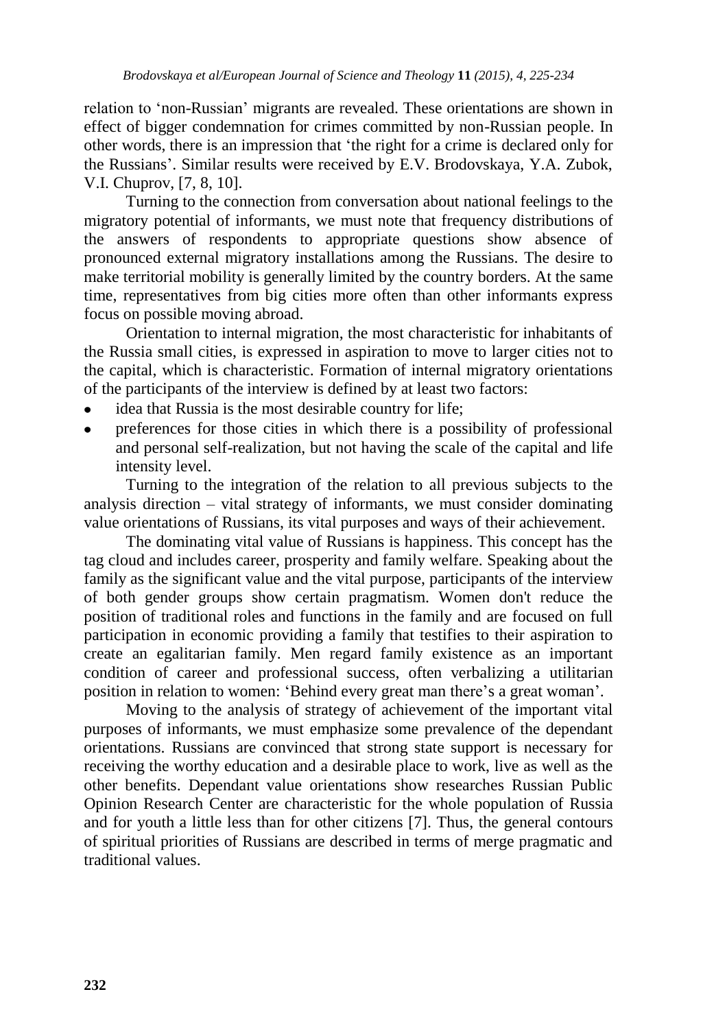relation to 'non-Russian' migrants are revealed. These orientations are shown in effect of bigger condemnation for crimes committed by non-Russian people. In other words, there is an impression that 'the right for a crime is declared only for the Russians'. Similar results were received by E.V. Brodovskaya, Y.A. Zubok, V.I. Chuprov, [7, 8, 10].

Turning to the connection from conversation about national feelings to the migratory potential of informants, we must note that frequency distributions of the answers of respondents to appropriate questions show absence of pronounced external migratory installations among the Russians. The desire to make territorial mobility is generally limited by the country borders. At the same time, representatives from big cities more often than other informants express focus on possible moving abroad.

Orientation to internal migration, the most characteristic for inhabitants of the Russia small cities, is expressed in aspiration to move to larger cities not to the capital, which is characteristic. Formation of internal migratory orientations of the participants of the interview is defined by at least two factors:

- idea that Russia is the most desirable country for life;
- preferences for those cities in which there is a possibility of professional and personal self-realization, but not having the scale of the capital and life intensity level.

Turning to the integration of the relation to all previous subjects to the analysis direction – vital strategy of informants, we must consider dominating value orientations of Russians, its vital purposes and ways of their achievement.

The dominating vital value of Russians is happiness. This concept has the tag cloud and includes career, prosperity and family welfare. Speaking about the family as the significant value and the vital purpose, participants of the interview of both gender groups show certain pragmatism. Women don't reduce the position of traditional roles and functions in the family and are focused on full participation in economic providing a family that testifies to their aspiration to create an egalitarian family. Men regard family existence as an important condition of career and professional success, often verbalizing a utilitarian position in relation to women: 'Behind every great man there's a great woman'.

Moving to the analysis of strategy of achievement of the important vital purposes of informants, we must emphasize some prevalence of the dependant orientations. Russians are convinced that strong state support is necessary for receiving the worthy education and a desirable place to work, live as well as the other benefits. Dependant value orientations show researches Russian Public Opinion Research Center are characteristic for the whole population of Russia and for youth a little less than for other citizens [7]. Thus, the general contours of spiritual priorities of Russians are described in terms of merge pragmatic and traditional values.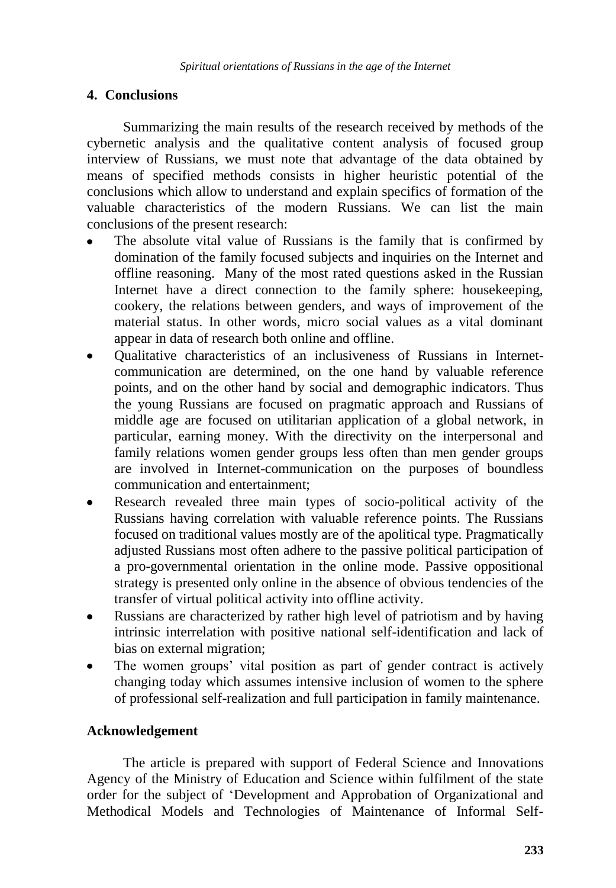## 4. Conclusions

Summarizing the main results of the research received by methods of the cybernetic analysis and the qualitative content analysis of focused group interview of Russians, we must note that advantage of the data obtained by means of specified methods consists in higher heuristic potential of the conclusions which allow to understand and explain specifics of formation of the valuable characteristics of the modern Russians. We can list the main conclusions of the present research:

- The absolute vital value of Russians is the family that is confirmed by domination of the family focused subjects and inquiries on the Internet and offline reasoning. Many of the most rated questions asked in the Russian Internet have a direct connection to the family sphere: housekeeping, cookery, the relations between genders, and ways of improvement of the material status. In other words, micro social values as a vital dominant appear in data of research both online and offline.
- Qualitative characteristics of an inclusiveness of Russians in Internet-communication are determined, on the one hand by valuable reference points, and on the other hand by social and demographic indicators. Thus the young Russians are focused on pragmatic approach and Russians of middle age are focused on utilitarian application of a global network, in particular, earning money. With the directivity on the interpersonal and family relations women gender groups less often than men gender groups are involved in Internet-communication on the purposes of boundless communication and entertainment;
- Research revealed three main types of socio-political activity of the Russians having correlation with valuable reference points. The Russians focused on traditional values mostly are of the apolitical type. Pragmatically adjusted Russians most often adhere to the passive political participation of a pro-governmental orientation in the online mode. Passive oppositional strategy is presented only online in the absence of obvious tendencies of the transfer of virtual political activity into offline activity.
- Russians are characterized by rather high level of patriotism and by having intrinsic interrelation with positive national self-identification and lack of bias on external migration;
- The women groups' vital position as part of gender contract is actively changing today which assumes intensive inclusion of women to the sphere of professional self-realization and full participation in family maintenance.

## Acknowledgement

The article is prepared with support of Federal Science and Innovations Agency of the Ministry of Education and Science within fulfilment of the state order for the subject of 'Development and Approbation of Organizational and Methodical Models and Technologies of Maintenance of Informal Self-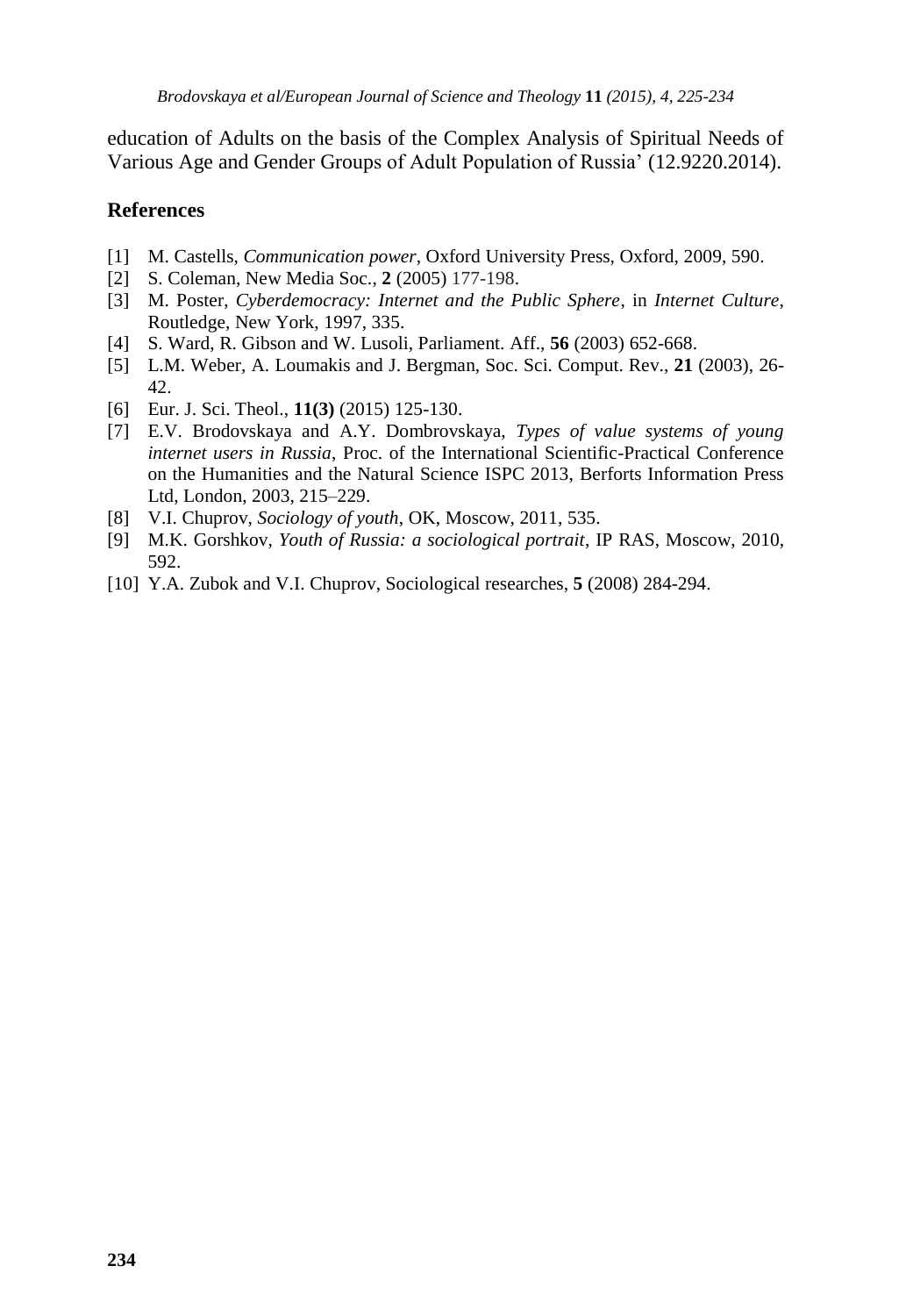education of Adults on the basis of the Complex Analysis of Spiritual Needs of Various Age and Gender Groups of Adult Population of Russia' (12.9220.2014).

## References

[1] M. Castells, *Communication power*, Oxford University Press, Oxford, 2009, 590.

[2] S. Coleman, New Media Soc., **2** (2005) 177-198.

[3] M. Poster, *Cyberdemocracy: Internet and the Public Sphere*, in *Internet Culture*, Routledge, New York, 1997, 335.

[4] S. Ward, R. Gibson and W. Lusoli, Parliament. Aff., **56** (2003) 652-668.

[5] L.M. Weber, A. Loumakis and J. Bergman, Soc. Sci. Comput. Rev., **21** (2003), 26-42.

[6] Eur. J. Sci. Theol., **11(3)** (2015) 125-130.

[7] E.V. Brodovskaya and A.Y. Dombrovskaya, *Types of value systems of young internet users in Russia*, Proc. of the International Scientific-Practical Conference on the Humanities and the Natural Science ISPC 2013, Berforts Information Press Ltd, London, 2003, 215–229.

[8] V.I. Chuprov, *Sociology of youth*, OK, Moscow, 2011, 535.

[9] M.K. Gorshkov, *Youth of Russia: a sociological portrait*, IP RAS, Moscow, 2010, 592.

[10] Y.A. Zubok and V.I. Chuprov, Sociological researches, **5** (2008) 284-294.